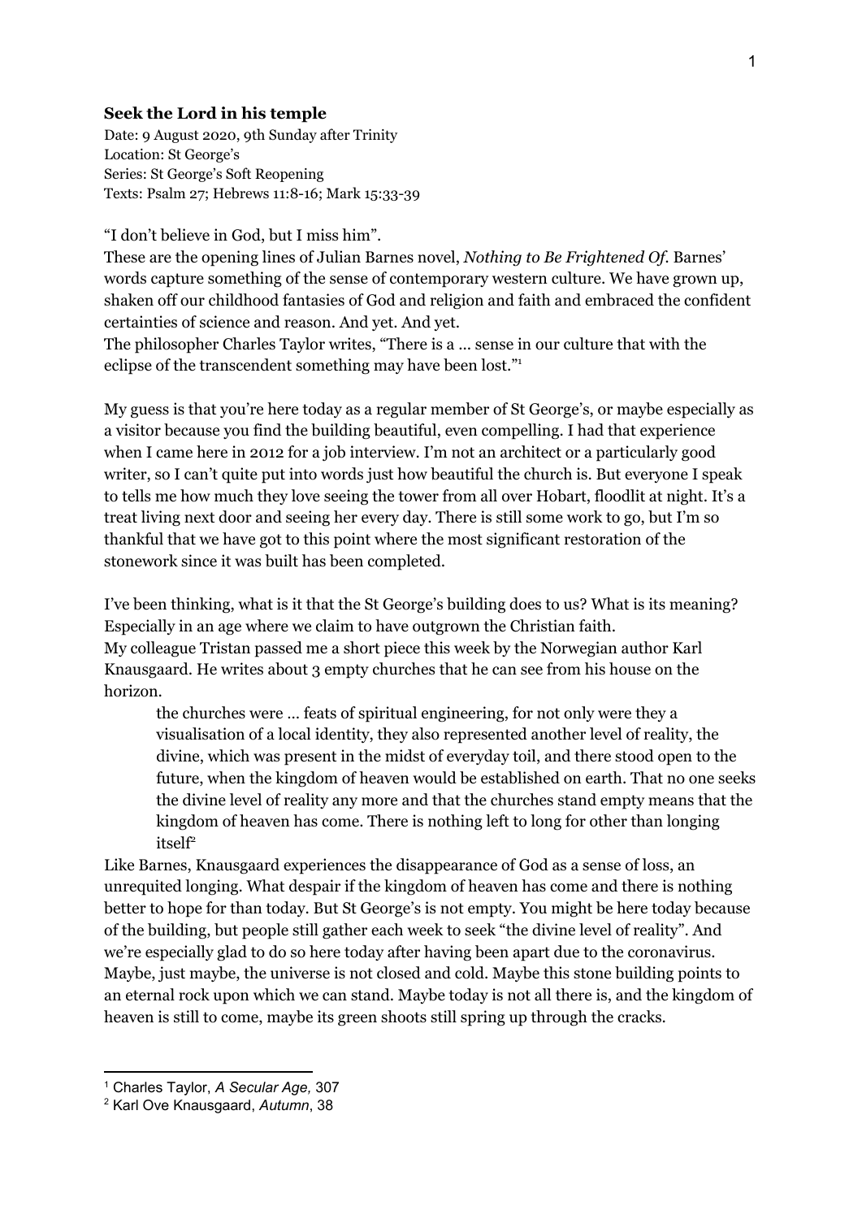**Seek the Lord in his temple**

Date: 9 August 2020, 9th Sunday after Trinity
Location: St George's
Series: St George's Soft Reopening
Texts: Psalm 27; Hebrews 11:8-16; Mark 15:33-39

"I don't believe in God, but I miss him".

These are the opening lines of Julian Barnes novel, *Nothing to Be Frightened Of*. Barnes' words capture something of the sense of contemporary western culture. We have grown up, shaken off our childhood fantasies of God and religion and faith and embraced the confident certainties of science and reason. And yet. And yet.

The philosopher Charles Taylor writes, "There is a … sense in our culture that with the eclipse of the transcendent something may have been lost."[1]

My guess is that you're here today as a regular member of St George's, or maybe especially as a visitor because you find the building beautiful, even compelling. I had that experience when I came here in 2012 for a job interview. I'm not an architect or a particularly good writer, so I can't quite put into words just how beautiful the church is. But everyone I speak to tells me how much they love seeing the tower from all over Hobart, floodlit at night. It's a treat living next door and seeing her every day. There is still some work to go, but I'm so thankful that we have got to this point where the most significant restoration of the stonework since it was built has been completed.

I've been thinking, what is it that the St George's building does to us? What is its meaning? Especially in an age where we claim to have outgrown the Christian faith.

My colleague Tristan passed me a short piece this week by the Norwegian author Karl Knausgaard. He writes about 3 empty churches that he can see from his house on the horizon.

> the churches were … feats of spiritual engineering, for not only were they a visualisation of a local identity, they also represented another level of reality, the divine, which was present in the midst of everyday toil, and there stood open to the future, when the kingdom of heaven would be established on earth. That no one seeks the divine level of reality any more and that the churches stand empty means that the kingdom of heaven has come. There is nothing left to long for other than longing itself[2]

Like Barnes, Knausgaard experiences the disappearance of God as a sense of loss, an unrequited longing. What despair if the kingdom of heaven has come and there is nothing better to hope for than today. But St George's is not empty. You might be here today because of the building, but people still gather each week to seek "the divine level of reality". And we're especially glad to do so here today after having been apart due to the coronavirus. Maybe, just maybe, the universe is not closed and cold. Maybe this stone building points to an eternal rock upon which we can stand. Maybe today is not all there is, and the kingdom of heaven is still to come, maybe its green shoots still spring up through the cracks.

---

[1] Charles Taylor, *A Secular Age,* 307

[2] Karl Ove Knausgaard, *Autumn*, 38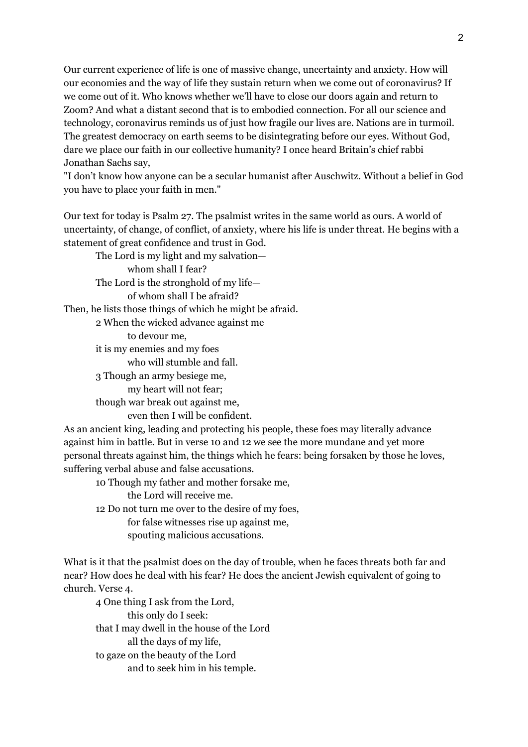Our current experience of life is one of massive change, uncertainty and anxiety. How will our economies and the way of life they sustain return when we come out of coronavirus? If we come out of it. Who knows whether we'll have to close our doors again and return to Zoom? And what a distant second that is to embodied connection. For all our science and technology, coronavirus reminds us of just how fragile our lives are. Nations are in turmoil. The greatest democracy on earth seems to be disintegrating before our eyes. Without God, dare we place our faith in our collective humanity? I once heard Britain's chief rabbi Jonathan Sachs say,
"I don't know how anyone can be a secular humanist after Auschwitz. Without a belief in God you have to place your faith in men."

Our text for today is Psalm 27. The psalmist writes in the same world as ours. A world of uncertainty, of change, of conflict, of anxiety, where his life is under threat. He begins with a statement of great confidence and trust in God.

> The Lord is my light and my salvation—
> whom shall I fear?
> The Lord is the stronghold of my life—
> of whom shall I be afraid?

Then, he lists those things of which he might be afraid.

> 2 When the wicked advance against me
> to devour me,
> it is my enemies and my foes
> who will stumble and fall.
> 3 Though an army besiege me,
> my heart will not fear;
> though war break out against me,
> even then I will be confident.

As an ancient king, leading and protecting his people, these foes may literally advance against him in battle. But in verse 10 and 12 we see the more mundane and yet more personal threats against him, the things which he fears: being forsaken by those he loves, suffering verbal abuse and false accusations.

> 10 Though my father and mother forsake me,
> the Lord will receive me.
> 12 Do not turn me over to the desire of my foes,
> for false witnesses rise up against me,
> spouting malicious accusations.

What is it that the psalmist does on the day of trouble, when he faces threats both far and near? How does he deal with his fear? He does the ancient Jewish equivalent of going to church. Verse 4.

> 4 One thing I ask from the Lord,
> this only do I seek:
> that I may dwell in the house of the Lord
> all the days of my life,
> to gaze on the beauty of the Lord
> and to seek him in his temple.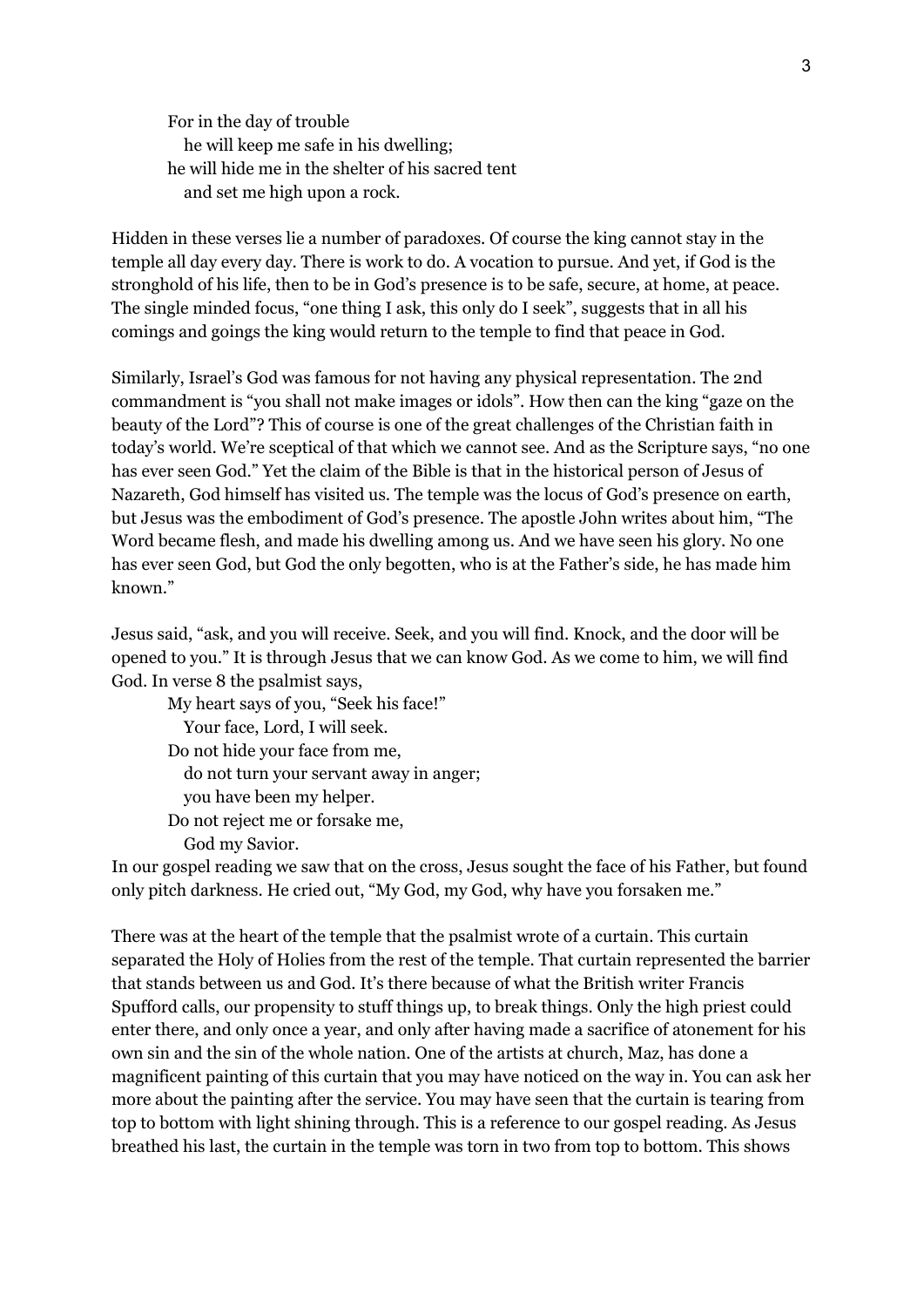For in the day of trouble  
  he will keep me safe in his dwelling;  
he will hide me in the shelter of his sacred tent  
  and set me high upon a rock.

Hidden in these verses lie a number of paradoxes. Of course the king cannot stay in the temple all day every day. There is work to do. A vocation to pursue. And yet, if God is the stronghold of his life, then to be in God's presence is to be safe, secure, at home, at peace. The single minded focus, "one thing I ask, this only do I seek", suggests that in all his comings and goings the king would return to the temple to find that peace in God.

Similarly, Israel's God was famous for not having any physical representation. The 2nd commandment is "you shall not make images or idols". How then can the king "gaze on the beauty of the Lord"? This of course is one of the great challenges of the Christian faith in today's world. We're sceptical of that which we cannot see. And as the Scripture says, "no one has ever seen God." Yet the claim of the Bible is that in the historical person of Jesus of Nazareth, God himself has visited us. The temple was the locus of God's presence on earth, but Jesus was the embodiment of God's presence. The apostle John writes about him, "The Word became flesh, and made his dwelling among us. And we have seen his glory. No one has ever seen God, but God the only begotten, who is at the Father's side, he has made him known."

Jesus said, "ask, and you will receive. Seek, and you will find. Knock, and the door will be opened to you." It is through Jesus that we can know God. As we come to him, we will find God. In verse 8 the psalmist says,

My heart says of you, "Seek his face!"  
  Your face, Lord, I will seek.  
Do not hide your face from me,  
  do not turn your servant away in anger;  
  you have been my helper.  
Do not reject me or forsake me,  
  God my Savior.

In our gospel reading we saw that on the cross, Jesus sought the face of his Father, but found only pitch darkness. He cried out, "My God, my God, why have you forsaken me."

There was at the heart of the temple that the psalmist wrote of a curtain. This curtain separated the Holy of Holies from the rest of the temple. That curtain represented the barrier that stands between us and God. It's there because of what the British writer Francis Spufford calls, our propensity to stuff things up, to break things. Only the high priest could enter there, and only once a year, and only after having made a sacrifice of atonement for his own sin and the sin of the whole nation. One of the artists at church, Maz, has done a magnificent painting of this curtain that you may have noticed on the way in. You can ask her more about the painting after the service. You may have seen that the curtain is tearing from top to bottom with light shining through. This is a reference to our gospel reading. As Jesus breathed his last, the curtain in the temple was torn in two from top to bottom. This shows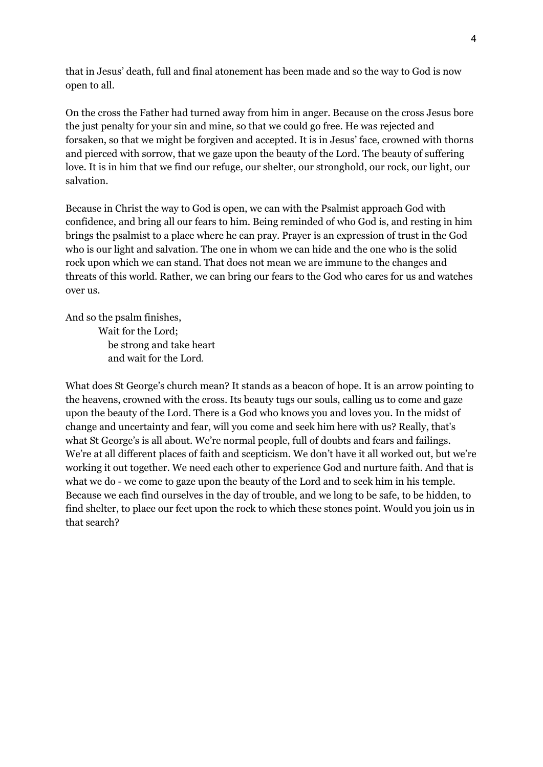that in Jesus' death, full and final atonement has been made and so the way to God is now open to all.

On the cross the Father had turned away from him in anger. Because on the cross Jesus bore the just penalty for your sin and mine, so that we could go free. He was rejected and forsaken, so that we might be forgiven and accepted. It is in Jesus' face, crowned with thorns and pierced with sorrow, that we gaze upon the beauty of the Lord. The beauty of suffering love. It is in him that we find our refuge, our shelter, our stronghold, our rock, our light, our salvation.

Because in Christ the way to God is open, we can with the Psalmist approach God with confidence, and bring all our fears to him. Being reminded of who God is, and resting in him brings the psalmist to a place where he can pray. Prayer is an expression of trust in the God who is our light and salvation. The one in whom we can hide and the one who is the solid rock upon which we can stand. That does not mean we are immune to the changes and threats of this world. Rather, we can bring our fears to the God who cares for us and watches over us.

And so the psalm finishes,

> Wait for the Lord;
> be strong and take heart
> and wait for the Lord.

What does St George's church mean? It stands as a beacon of hope. It is an arrow pointing to the heavens, crowned with the cross. Its beauty tugs our souls, calling us to come and gaze upon the beauty of the Lord. There is a God who knows you and loves you. In the midst of change and uncertainty and fear, will you come and seek him here with us? Really, that's what St George's is all about. We're normal people, full of doubts and fears and failings. We're at all different places of faith and scepticism. We don't have it all worked out, but we're working it out together. We need each other to experience God and nurture faith. And that is what we do - we come to gaze upon the beauty of the Lord and to seek him in his temple. Because we each find ourselves in the day of trouble, and we long to be safe, to be hidden, to find shelter, to place our feet upon the rock to which these stones point. Would you join us in that search?